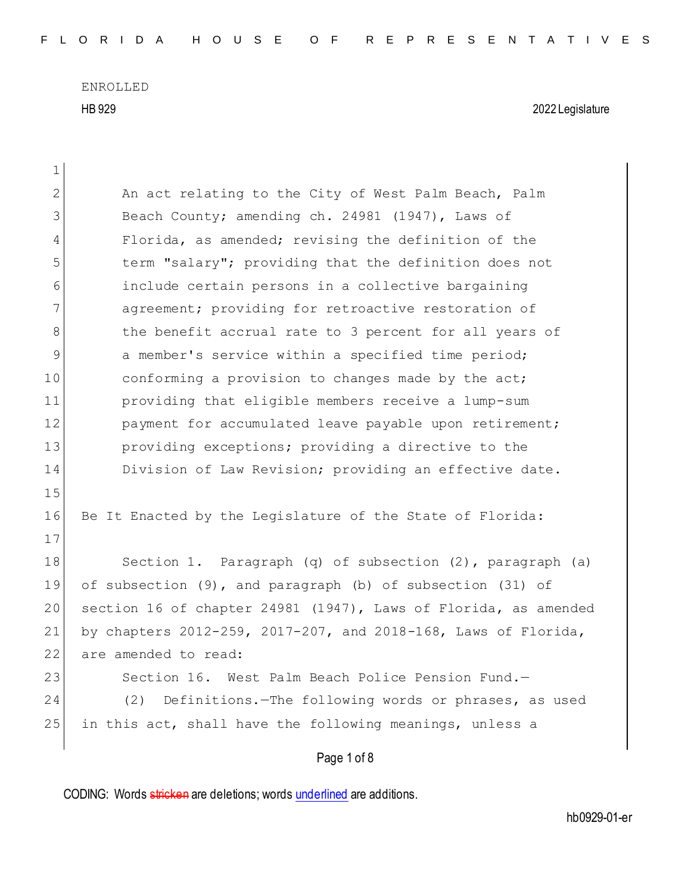ENROLLED

HB 929 2022 Legislature

An act relating to the City of West Palm Beach, Palm Beach County; amending ch. 24981 (1947), Laws of Florida, as amended; revising the definition of the term "salary"; providing that the definition does not include certain persons in a collective bargaining agreement; providing for retroactive restoration of the benefit accrual rate to 3 percent for all years of a member's service within a specified time period; conforming a provision to changes made by the act; providing that eligible members receive a lump-sum payment for accumulated leave payable upon retirement; providing exceptions; providing a directive to the Division of Law Revision; providing an effective date.

Be It Enacted by the Legislature of the State of Florida:

Section 1. Paragraph (q) of subsection (2), paragraph (a) of subsection (9), and paragraph (b) of subsection (31) of section 16 of chapter 24981 (1947), Laws of Florida, as amended by chapters 2012-259, 2017-207, and 2018-168, Laws of Florida, are amended to read:

Section 16. West Palm Beach Police Pension Fund.—

(2) Definitions.—The following words or phrases, as used in this act, shall have the following meanings, unless a

CODING: Words stricken are deletions; words underlined are additions.

hb0929-01-er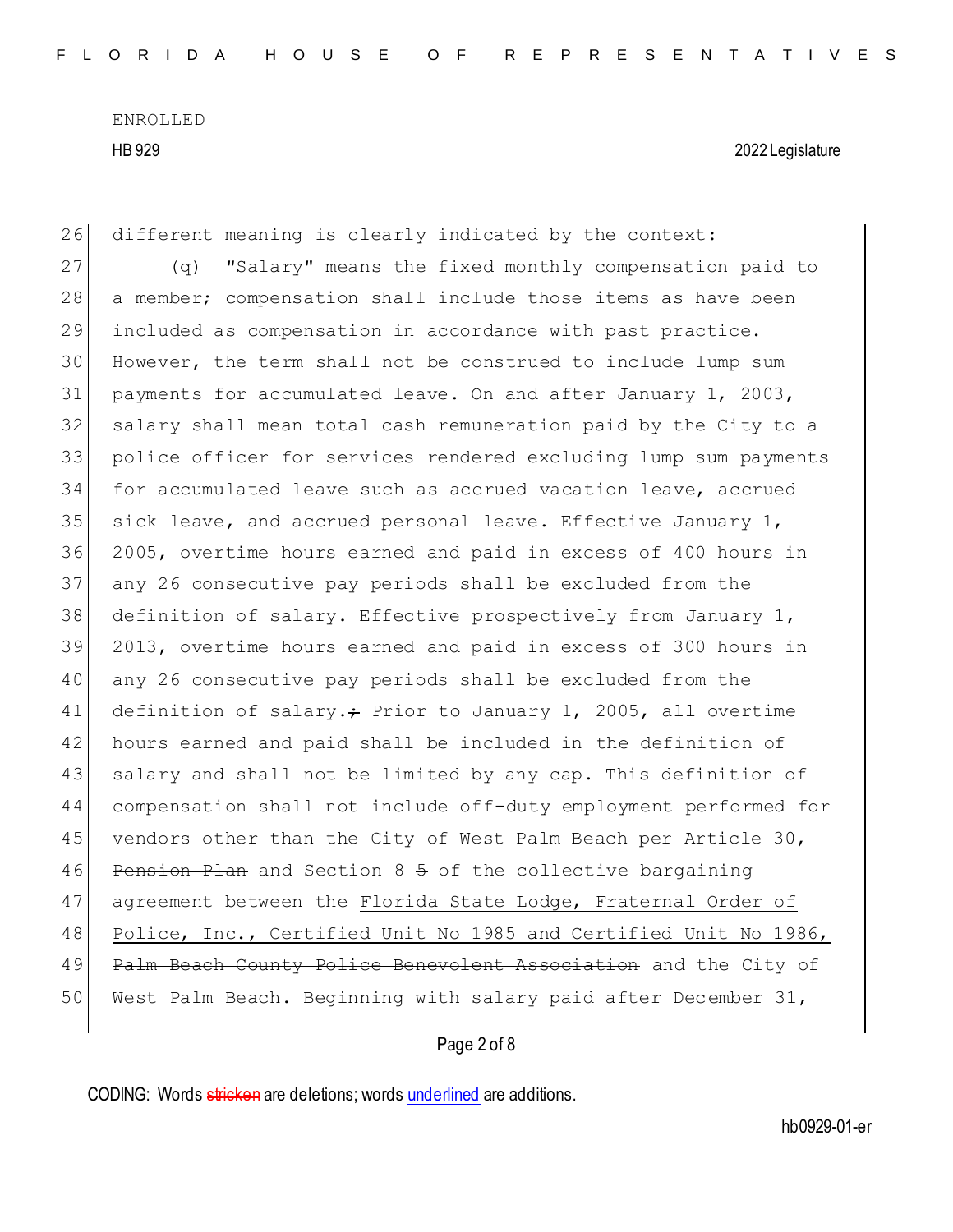different meaning is clearly indicated by the context:

(q) "Salary" means the fixed monthly compensation paid to a member; compensation shall include those items as have been included as compensation in accordance with past practice. However, the term shall not be construed to include lump sum payments for accumulated leave. On and after January 1, 2003, salary shall mean total cash remuneration paid by the City to a police officer for services rendered excluding lump sum payments for accumulated leave such as accrued vacation leave, accrued sick leave, and accrued personal leave. Effective January 1, 2005, overtime hours earned and paid in excess of 400 hours in any 26 consecutive pay periods shall be excluded from the definition of salary. Effective prospectively from January 1, 2013, overtime hours earned and paid in excess of 300 hours in any 26 consecutive pay periods shall be excluded from the definition of salary.~~;~~ Prior to January 1, 2005, all overtime hours earned and paid shall be included in the definition of salary and shall not be limited by any cap. This definition of compensation shall not include off-duty employment performed for vendors other than the City of West Palm Beach per Article 30, ~~Pension Plan~~ and Section 8 ~~5~~ of the collective bargaining agreement between the Florida State Lodge, Fraternal Order of Police, Inc., Certified Unit No 1985 and Certified Unit No 1986, ~~Palm Beach County Police Benevolent Association~~ and the City of West Palm Beach. Beginning with salary paid after December 31,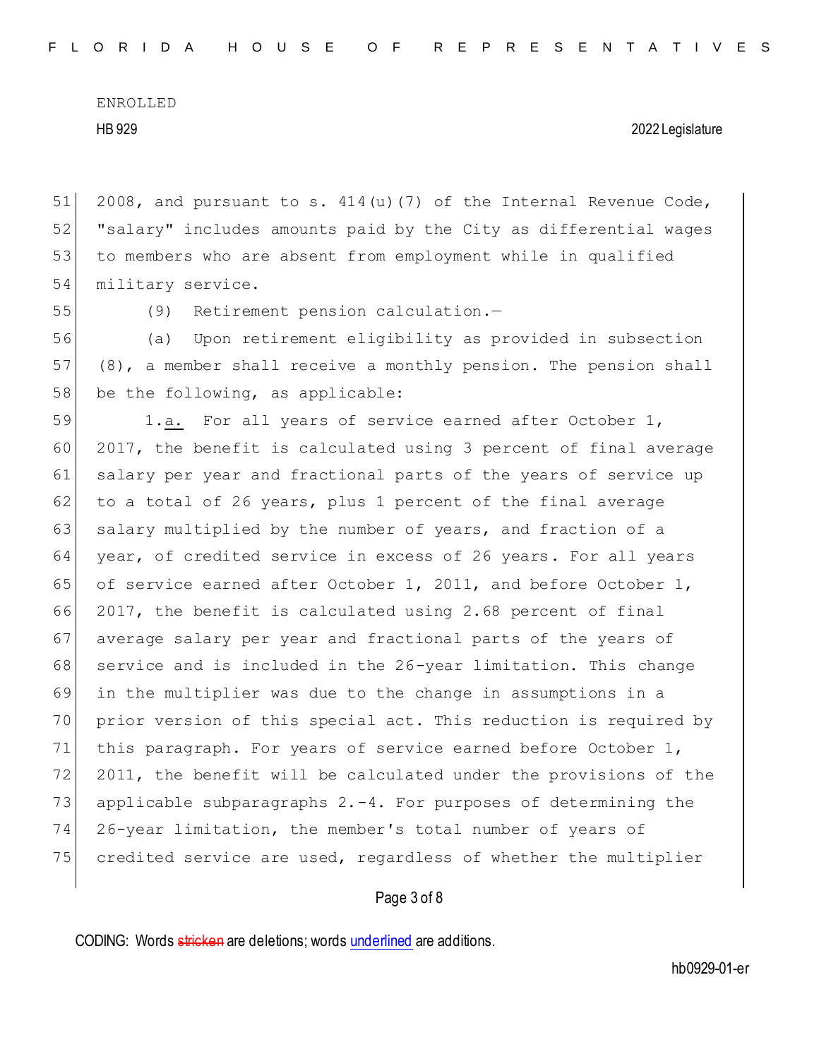2008, and pursuant to s. 414(u)(7) of the Internal Revenue Code, "salary" includes amounts paid by the City as differential wages to members who are absent from employment while in qualified military service.

(9) Retirement pension calculation.—

(a) Upon retirement eligibility as provided in subsection (8), a member shall receive a monthly pension. The pension shall be the following, as applicable:

1.<u>a.</u> For all years of service earned after October 1, 2017, the benefit is calculated using 3 percent of final average salary per year and fractional parts of the years of service up to a total of 26 years, plus 1 percent of the final average salary multiplied by the number of years, and fraction of a year, of credited service in excess of 26 years. For all years of service earned after October 1, 2011, and before October 1, 2017, the benefit is calculated using 2.68 percent of final average salary per year and fractional parts of the years of service and is included in the 26-year limitation. This change in the multiplier was due to the change in assumptions in a prior version of this special act. This reduction is required by this paragraph. For years of service earned before October 1, 2011, the benefit will be calculated under the provisions of the applicable subparagraphs 2.-4. For purposes of determining the 26-year limitation, the member's total number of years of credited service are used, regardless of whether the multiplier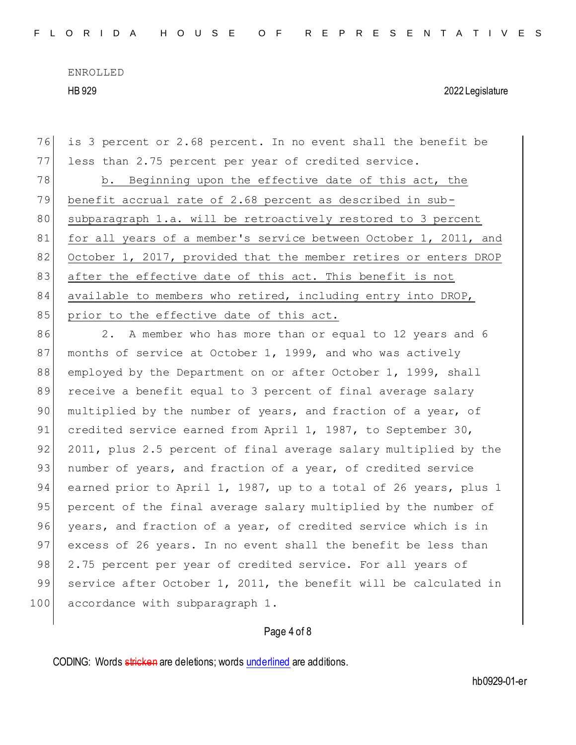is 3 percent or 2.68 percent. In no event shall the benefit be less than 2.75 percent per year of credited service.

b. Beginning upon the effective date of this act, the benefit accrual rate of 2.68 percent as described in sub-subparagraph 1.a. will be retroactively restored to 3 percent for all years of a member's service between October 1, 2011, and October 1, 2017, provided that the member retires or enters DROP after the effective date of this act. This benefit is not available to members who retired, including entry into DROP, prior to the effective date of this act.

2. A member who has more than or equal to 12 years and 6 months of service at October 1, 1999, and who was actively employed by the Department on or after October 1, 1999, shall receive a benefit equal to 3 percent of final average salary multiplied by the number of years, and fraction of a year, of credited service earned from April 1, 1987, to September 30, 2011, plus 2.5 percent of final average salary multiplied by the number of years, and fraction of a year, of credited service earned prior to April 1, 1987, up to a total of 26 years, plus 1 percent of the final average salary multiplied by the number of years, and fraction of a year, of credited service which is in excess of 26 years. In no event shall the benefit be less than 2.75 percent per year of credited service. For all years of service after October 1, 2011, the benefit will be calculated in accordance with subparagraph 1.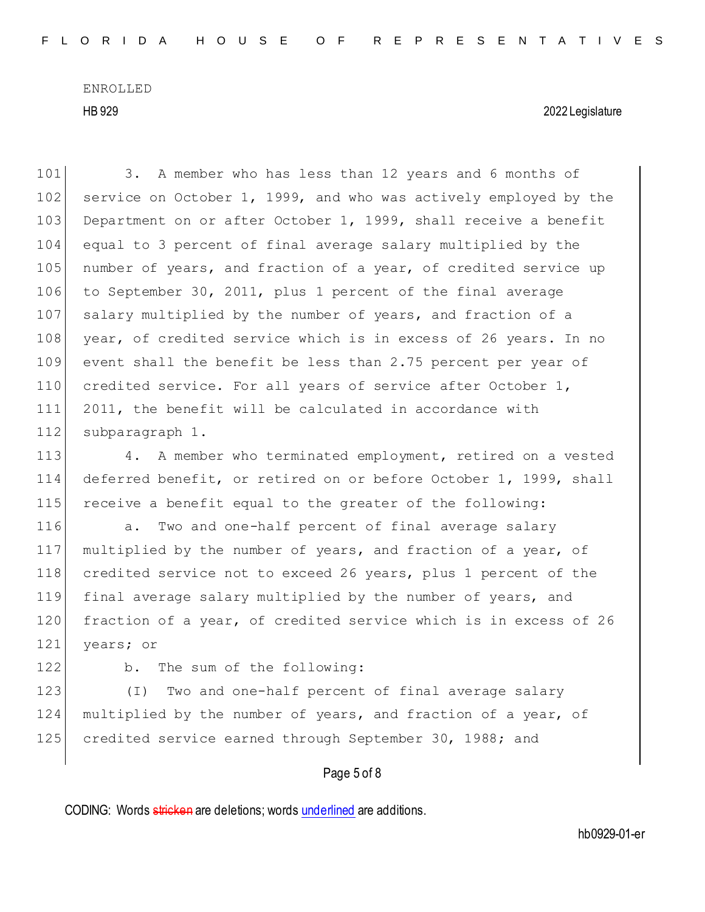3. A member who has less than 12 years and 6 months of service on October 1, 1999, and who was actively employed by the Department on or after October 1, 1999, shall receive a benefit equal to 3 percent of final average salary multiplied by the number of years, and fraction of a year, of credited service up to September 30, 2011, plus 1 percent of the final average salary multiplied by the number of years, and fraction of a year, of credited service which is in excess of 26 years. In no event shall the benefit be less than 2.75 percent per year of credited service. For all years of service after October 1, 2011, the benefit will be calculated in accordance with subparagraph 1.

4. A member who terminated employment, retired on a vested deferred benefit, or retired on or before October 1, 1999, shall receive a benefit equal to the greater of the following:

a. Two and one-half percent of final average salary multiplied by the number of years, and fraction of a year, of credited service not to exceed 26 years, plus 1 percent of the final average salary multiplied by the number of years, and fraction of a year, of credited service which is in excess of 26 years; or

b. The sum of the following:

(I) Two and one-half percent of final average salary multiplied by the number of years, and fraction of a year, of credited service earned through September 30, 1988; and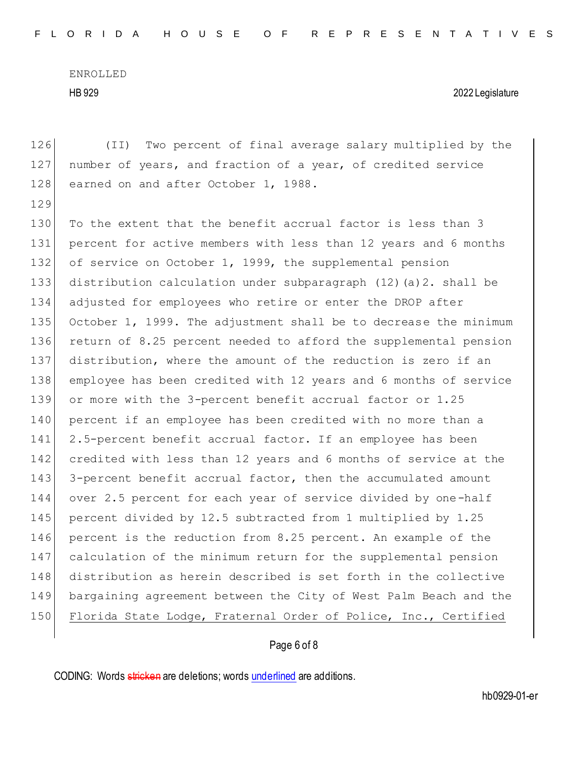(II) Two percent of final average salary multiplied by the number of years, and fraction of a year, of credited service earned on and after October 1, 1988.

To the extent that the benefit accrual factor is less than 3 percent for active members with less than 12 years and 6 months of service on October 1, 1999, the supplemental pension distribution calculation under subparagraph (12)(a)2. shall be adjusted for employees who retire or enter the DROP after October 1, 1999. The adjustment shall be to decrease the minimum return of 8.25 percent needed to afford the supplemental pension distribution, where the amount of the reduction is zero if an employee has been credited with 12 years and 6 months of service or more with the 3-percent benefit accrual factor or 1.25 percent if an employee has been credited with no more than a 2.5-percent benefit accrual factor. If an employee has been credited with less than 12 years and 6 months of service at the 3-percent benefit accrual factor, then the accumulated amount over 2.5 percent for each year of service divided by one-half percent divided by 12.5 subtracted from 1 multiplied by 1.25 percent is the reduction from 8.25 percent. An example of the calculation of the minimum return for the supplemental pension distribution as herein described is set forth in the collective bargaining agreement between the City of West Palm Beach and the <u>Florida State Lodge, Fraternal Order of Police, Inc., Certified</u>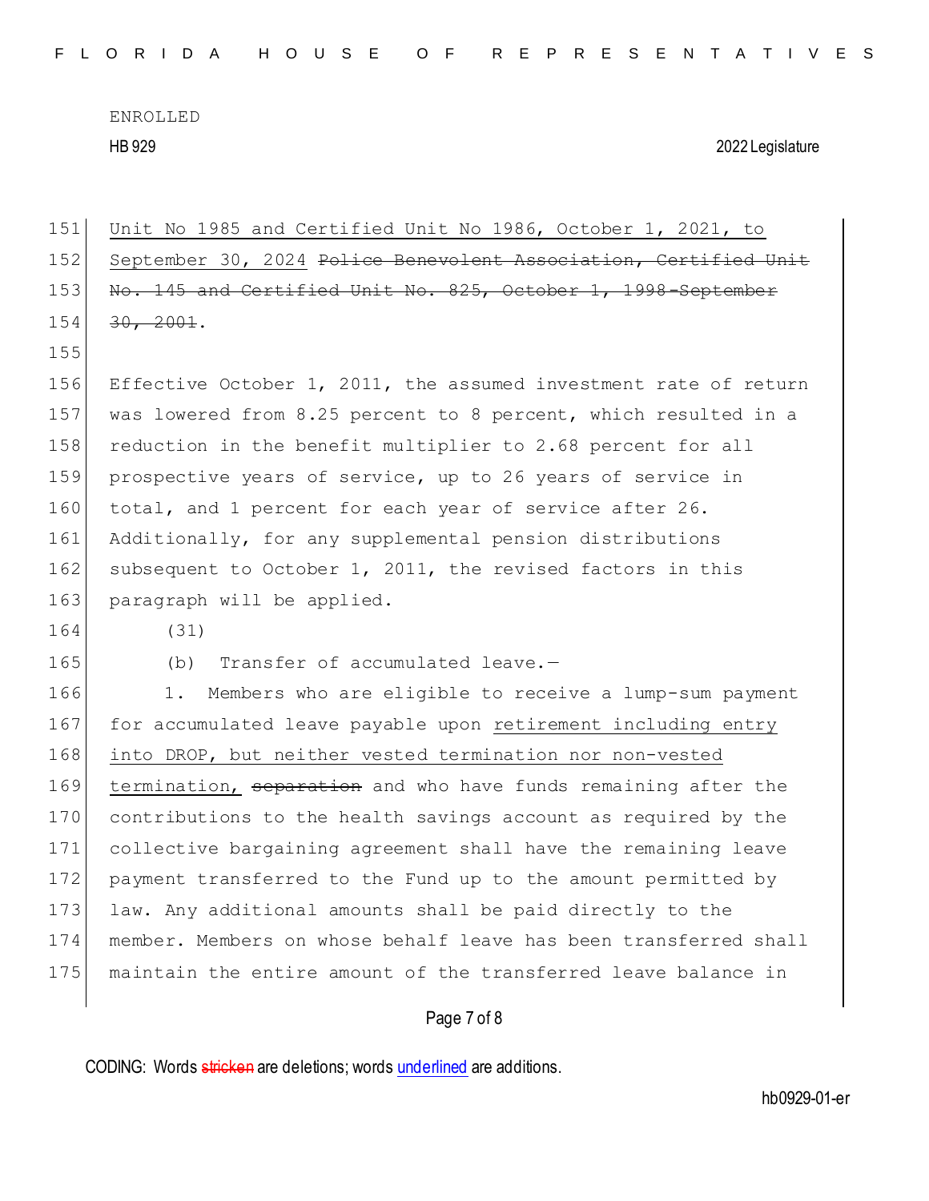Unit No 1985 and Certified Unit No 1986, October 1, 2021, to September 30, 2024 ~~Police Benevolent Association, Certified Unit No. 145 and Certified Unit No. 825, October 1, 1998-September 30, 2001~~.

Effective October 1, 2011, the assumed investment rate of return was lowered from 8.25 percent to 8 percent, which resulted in a reduction in the benefit multiplier to 2.68 percent for all prospective years of service, up to 26 years of service in total, and 1 percent for each year of service after 26. Additionally, for any supplemental pension distributions subsequent to October 1, 2011, the revised factors in this paragraph will be applied.

(31)

(b) Transfer of accumulated leave.—

1. Members who are eligible to receive a lump-sum payment for accumulated leave payable upon <u>retirement including entry into DROP, but neither vested termination nor non-vested termination,</u> ~~separation~~ and who have funds remaining after the contributions to the health savings account as required by the collective bargaining agreement shall have the remaining leave payment transferred to the Fund up to the amount permitted by law. Any additional amounts shall be paid directly to the member. Members on whose behalf leave has been transferred shall maintain the entire amount of the transferred leave balance in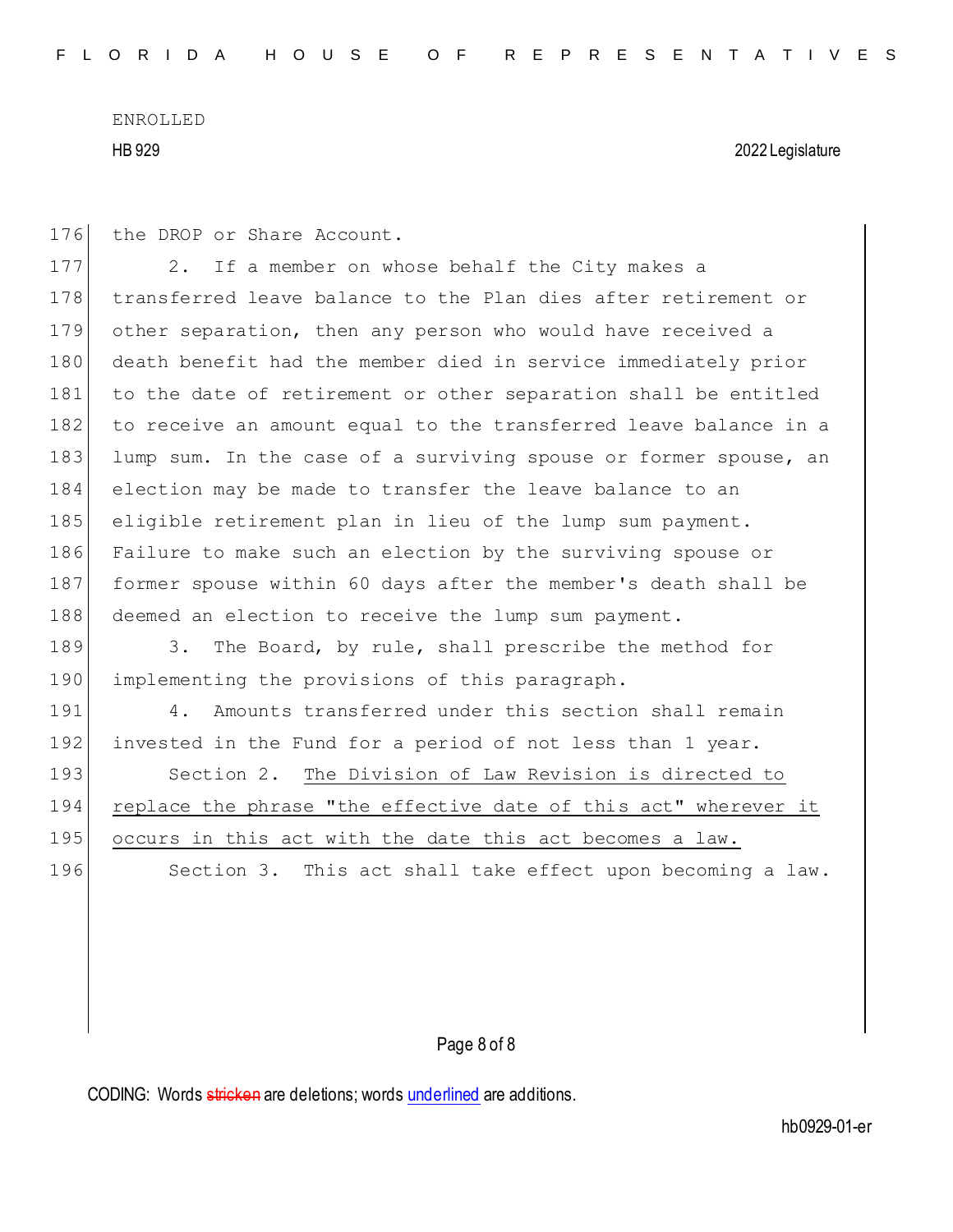the DROP or Share Account.

2. If a member on whose behalf the City makes a transferred leave balance to the Plan dies after retirement or other separation, then any person who would have received a death benefit had the member died in service immediately prior to the date of retirement or other separation shall be entitled to receive an amount equal to the transferred leave balance in a lump sum. In the case of a surviving spouse or former spouse, an election may be made to transfer the leave balance to an eligible retirement plan in lieu of the lump sum payment. Failure to make such an election by the surviving spouse or former spouse within 60 days after the member's death shall be deemed an election to receive the lump sum payment.

3. The Board, by rule, shall prescribe the method for implementing the provisions of this paragraph.

4. Amounts transferred under this section shall remain invested in the Fund for a period of not less than 1 year.

Section 2. The Division of Law Revision is directed to replace the phrase "the effective date of this act" wherever it occurs in this act with the date this act becomes a law.

Section 3. This act shall take effect upon becoming a law.